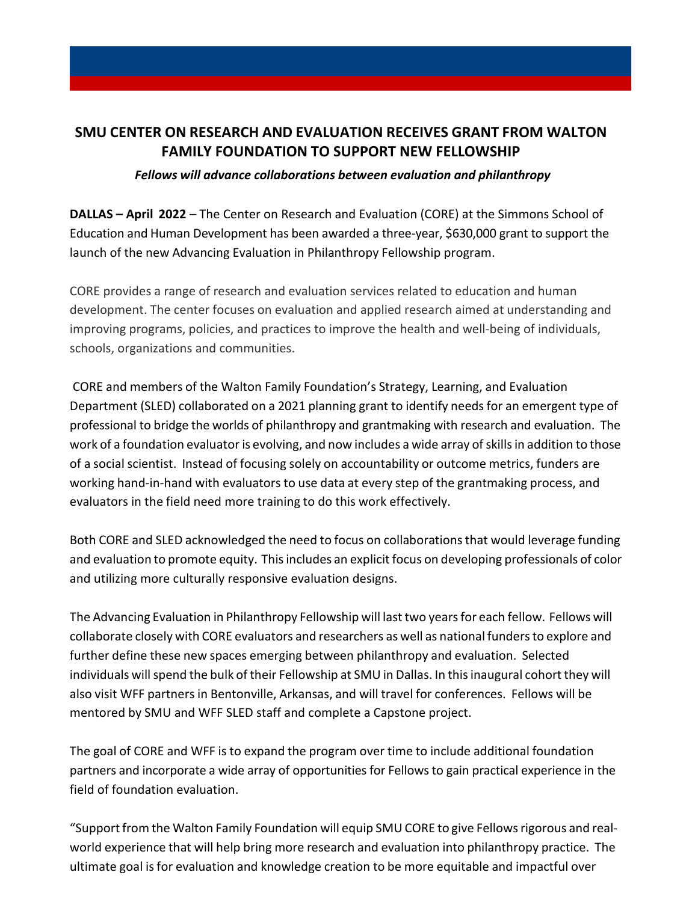# SMU CENTER ON RESEARCH AND EVALUATION RECEIVES GRANT FROM WALTON FAMILY FOUNDATION TO SUPPORT NEW FELLOWSHIP

***Fellows will advance collaborations between evaluation and philanthropy***

**DALLAS – April 2022** – The Center on Research and Evaluation (CORE) at the Simmons School of Education and Human Development has been awarded a three-year, $630,000 grant to support the launch of the new Advancing Evaluation in Philanthropy Fellowship program.

CORE provides a range of research and evaluation services related to education and human development. The center focuses on evaluation and applied research aimed at understanding and improving programs, policies, and practices to improve the health and well-being of individuals, schools, organizations and communities.

CORE and members of the Walton Family Foundation's Strategy, Learning, and Evaluation Department (SLED) collaborated on a 2021 planning grant to identify needs for an emergent type of professional to bridge the worlds of philanthropy and grantmaking with research and evaluation. The work of a foundation evaluator is evolving, and now includes a wide array of skills in addition to those of a social scientist. Instead of focusing solely on accountability or outcome metrics, funders are working hand-in-hand with evaluators to use data at every step of the grantmaking process, and evaluators in the field need more training to do this work effectively.

Both CORE and SLED acknowledged the need to focus on collaborations that would leverage funding and evaluation to promote equity. This includes an explicit focus on developing professionals of color and utilizing more culturally responsive evaluation designs.

The Advancing Evaluation in Philanthropy Fellowship will last two years for each fellow. Fellows will collaborate closely with CORE evaluators and researchers as well as national funders to explore and further define these new spaces emerging between philanthropy and evaluation. Selected individuals will spend the bulk of their Fellowship at SMU in Dallas. In this inaugural cohort they will also visit WFF partners in Bentonville, Arkansas, and will travel for conferences. Fellows will be mentored by SMU and WFF SLED staff and complete a Capstone project.

The goal of CORE and WFF is to expand the program over time to include additional foundation partners and incorporate a wide array of opportunities for Fellows to gain practical experience in the field of foundation evaluation.

"Support from the Walton Family Foundation will equip SMU CORE to give Fellows rigorous and real-world experience that will help bring more research and evaluation into philanthropy practice. The ultimate goal is for evaluation and knowledge creation to be more equitable and impactful over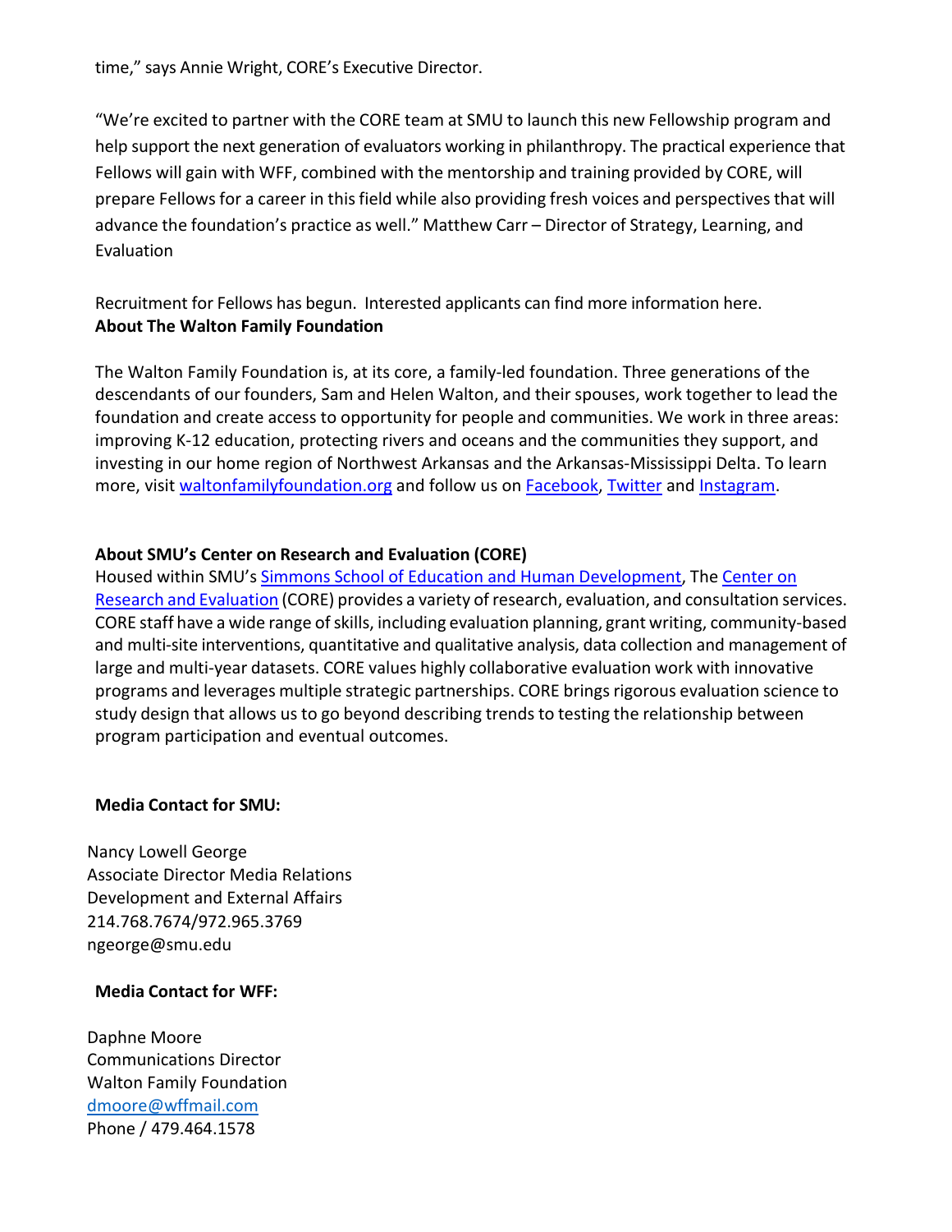time," says Annie Wright, CORE's Executive Director.

"We're excited to partner with the CORE team at SMU to launch this new Fellowship program and help support the next generation of evaluators working in philanthropy. The practical experience that Fellows will gain with WFF, combined with the mentorship and training provided by CORE, will prepare Fellows for a career in this field while also providing fresh voices and perspectives that will advance the foundation's practice as well." Matthew Carr – Director of Strategy, Learning, and Evaluation

Recruitment for Fellows has begun. Interested applicants can find more information here.

**About The Walton Family Foundation**

The Walton Family Foundation is, at its core, a family-led foundation. Three generations of the descendants of our founders, Sam and Helen Walton, and their spouses, work together to lead the foundation and create access to opportunity for people and communities. We work in three areas: improving K-12 education, protecting rivers and oceans and the communities they support, and investing in our home region of Northwest Arkansas and the Arkansas-Mississippi Delta. To learn more, visit waltonfamilyfoundation.org and follow us on Facebook, Twitter and Instagram.

**About SMU's Center on Research and Evaluation (CORE)**

Housed within SMU's Simmons School of Education and Human Development, The Center on Research and Evaluation (CORE) provides a variety of research, evaluation, and consultation services. CORE staff have a wide range of skills, including evaluation planning, grant writing, community-based and multi-site interventions, quantitative and qualitative analysis, data collection and management of large and multi-year datasets. CORE values highly collaborative evaluation work with innovative programs and leverages multiple strategic partnerships. CORE brings rigorous evaluation science to study design that allows us to go beyond describing trends to testing the relationship between program participation and eventual outcomes.

**Media Contact for SMU:**

Nancy Lowell George
Associate Director Media Relations
Development and External Affairs
214.768.7674/972.965.3769
ngeorge@smu.edu

**Media Contact for WFF:**

Daphne Moore
Communications Director
Walton Family Foundation
dmoore@wffmail.com
Phone / 479.464.1578